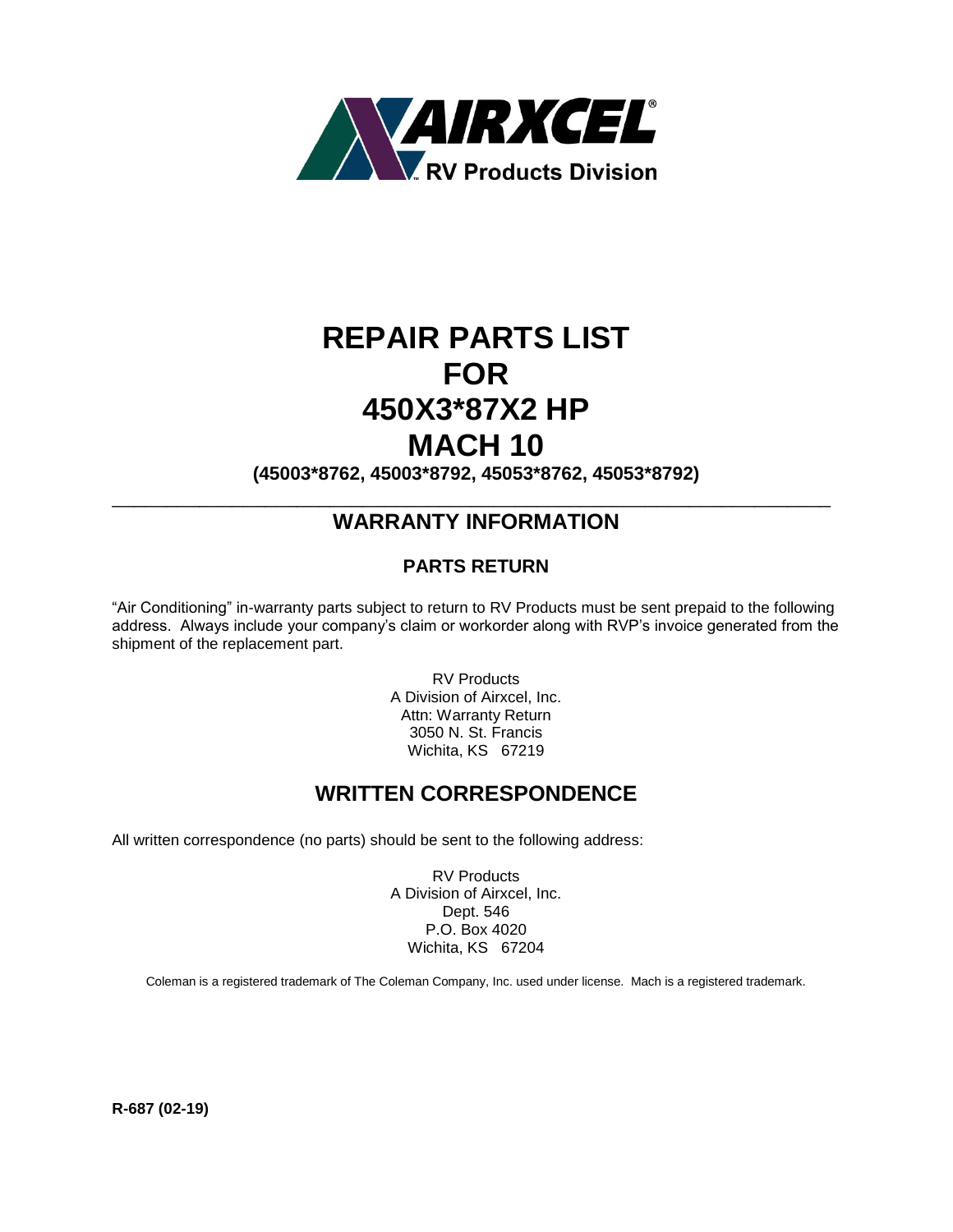AIRXCEL®
RV Products Division

# REPAIR PARTS LIST
# FOR
# 450X3*87X2 HP
# MACH 10

**(45003*8762, 45003*8792, 45053*8762, 45053*8792)**

---

## WARRANTY INFORMATION

### PARTS RETURN

"Air Conditioning" in-warranty parts subject to return to RV Products must be sent prepaid to the following address. Always include your company's claim or workorder along with RVP's invoice generated from the shipment of the replacement part.

RV Products
A Division of Airxcel, Inc.
Attn: Warranty Return
3050 N. St. Francis
Wichita, KS 67219

## WRITTEN CORRESPONDENCE

All written correspondence (no parts) should be sent to the following address:

RV Products
A Division of Airxcel, Inc.
Dept. 546
P.O. Box 4020
Wichita, KS 67204

Coleman is a registered trademark of The Coleman Company, Inc. used under license. Mach is a registered trademark.

**R-687 (02-19)**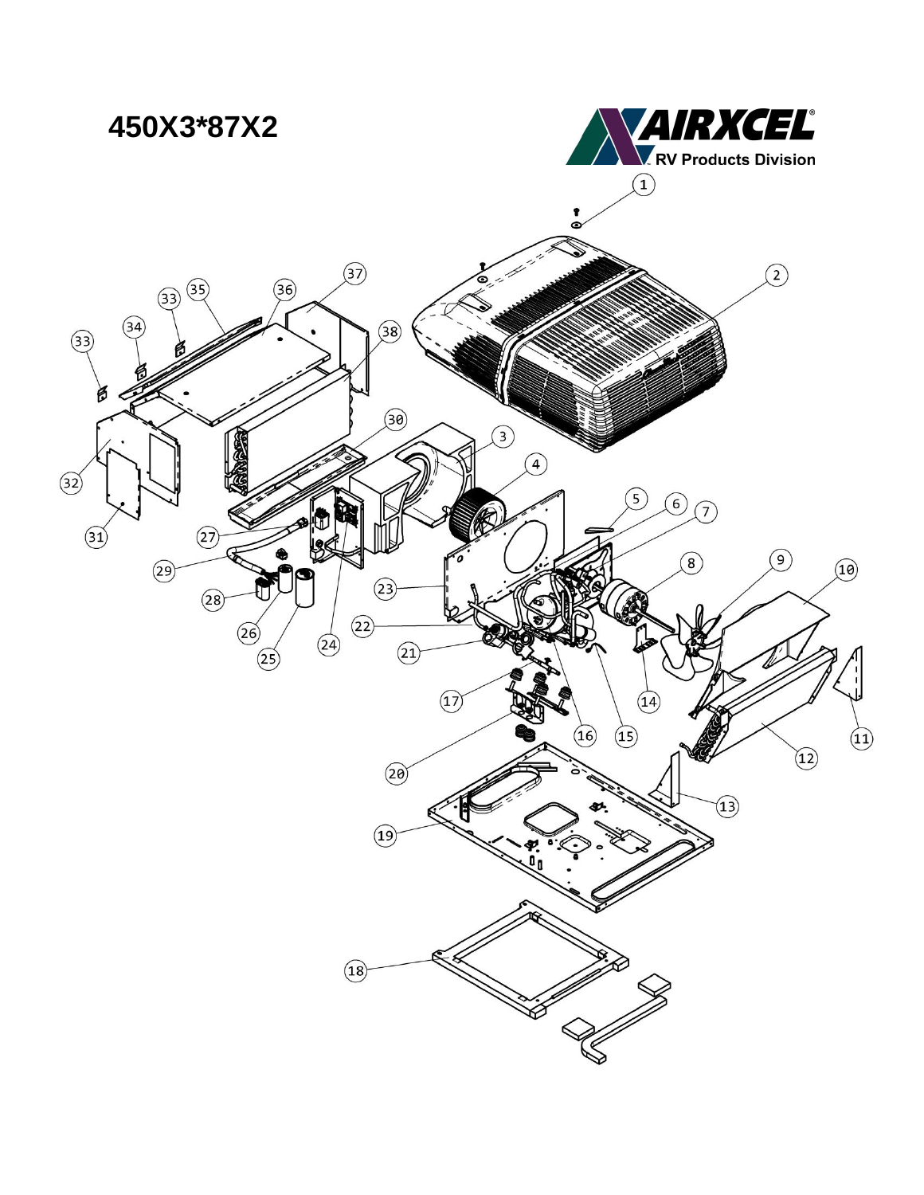# 450X3*87X2

AIRXCEL RV Products Division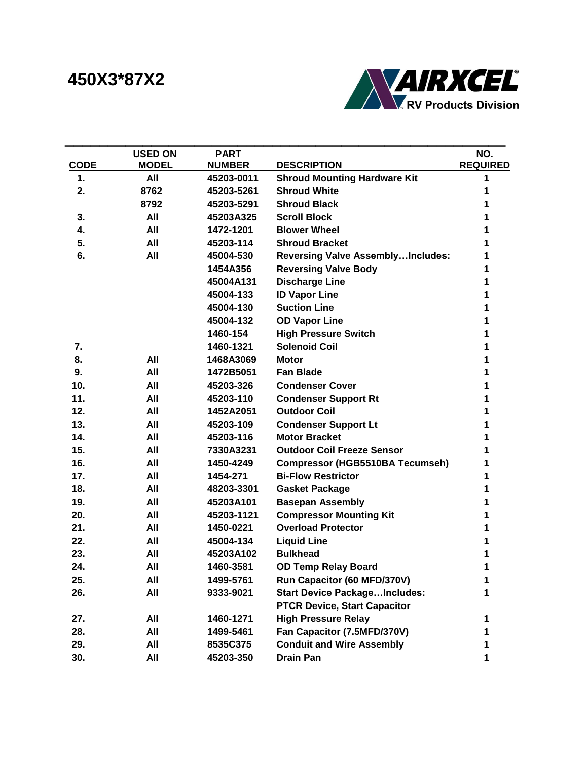# 450X3*87X2

AIRXCEL® RV Products Division

| CODE | USED ON MODEL | PART NUMBER | DESCRIPTION | NO. REQUIRED |
|---|---|---|---|---|
| 1. | All | 45203-0011 | Shroud Mounting Hardware Kit | 1 |
| 2. | 8762 | 45203-5261 | Shroud White | 1 |
| | 8792 | 45203-5291 | Shroud Black | 1 |
| 3. | All | 45203A325 | Scroll Block | 1 |
| 4. | All | 1472-1201 | Blower Wheel | 1 |
| 5. | All | 45203-114 | Shroud Bracket | 1 |
| 6. | All | 45004-530 | Reversing Valve Assembly…Includes: | 1 |
| | | 1454A356 | Reversing Valve Body | 1 |
| | | 45004A131 | Discharge Line | 1 |
| | | 45004-133 | ID Vapor Line | 1 |
| | | 45004-130 | Suction Line | 1 |
| | | 45004-132 | OD Vapor Line | 1 |
| | | 1460-154 | High Pressure Switch | 1 |
| 7. | | 1460-1321 | Solenoid Coil | 1 |
| 8. | All | 1468A3069 | Motor | 1 |
| 9. | All | 1472B5051 | Fan Blade | 1 |
| 10. | All | 45203-326 | Condenser Cover | 1 |
| 11. | All | 45203-110 | Condenser Support Rt | 1 |
| 12. | All | 1452A2051 | Outdoor Coil | 1 |
| 13. | All | 45203-109 | Condenser Support Lt | 1 |
| 14. | All | 45203-116 | Motor Bracket | 1 |
| 15. | All | 7330A3231 | Outdoor Coil Freeze Sensor | 1 |
| 16. | All | 1450-4249 | Compressor (HGB5510BA Tecumseh) | 1 |
| 17. | All | 1454-271 | Bi-Flow Restrictor | 1 |
| 18. | All | 48203-3301 | Gasket Package | 1 |
| 19. | All | 45203A101 | Basepan Assembly | 1 |
| 20. | All | 45203-1121 | Compressor Mounting Kit | 1 |
| 21. | All | 1450-0221 | Overload Protector | 1 |
| 22. | All | 45004-134 | Liquid Line | 1 |
| 23. | All | 45203A102 | Bulkhead | 1 |
| 24. | All | 1460-3581 | OD Temp Relay Board | 1 |
| 25. | All | 1499-5761 | Run Capacitor (60 MFD/370V) | 1 |
| 26. | All | 9333-9021 | Start Device Package…Includes: | 1 |
| | | | PTCR Device, Start Capacitor | |
| 27. | All | 1460-1271 | High Pressure Relay | 1 |
| 28. | All | 1499-5461 | Fan Capacitor (7.5MFD/370V) | 1 |
| 29. | All | 8535C375 | Conduit and Wire Assembly | 1 |
| 30. | All | 45203-350 | Drain Pan | 1 |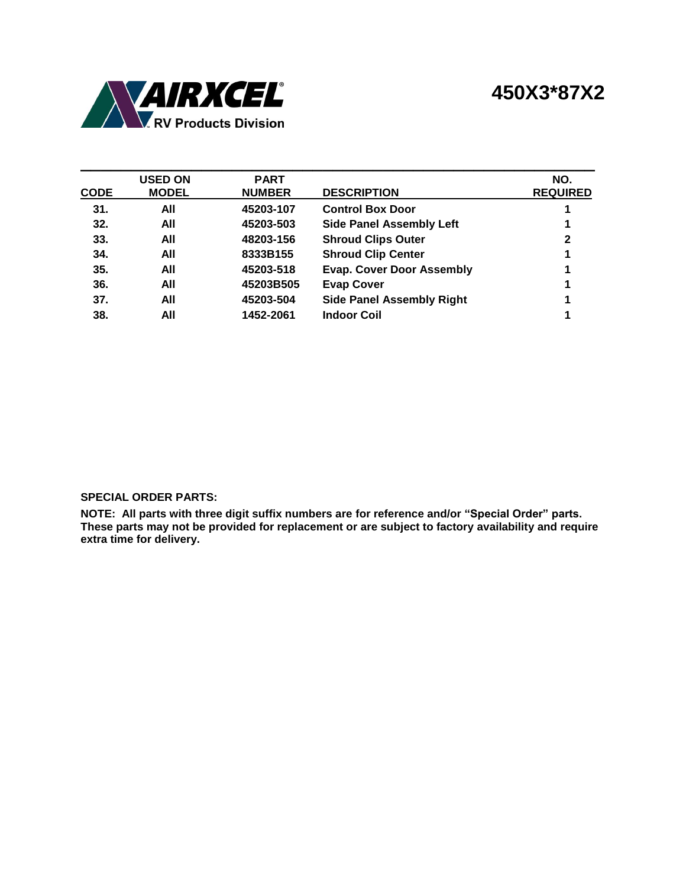# 450X3*87X2

| CODE | USED ON MODEL | PART NUMBER | DESCRIPTION | NO. REQUIRED |
|---|---|---|---|---|
| 31. | All | 45203-107 | Control Box Door | 1 |
| 32. | All | 45203-503 | Side Panel Assembly Left | 1 |
| 33. | All | 48203-156 | Shroud Clips Outer | 2 |
| 34. | All | 8333B155 | Shroud Clip Center | 1 |
| 35. | All | 45203-518 | Evap. Cover Door Assembly | 1 |
| 36. | All | 45203B505 | Evap Cover | 1 |
| 37. | All | 45203-504 | Side Panel Assembly Right | 1 |
| 38. | All | 1452-2061 | Indoor Coil | 1 |

**SPECIAL ORDER PARTS:**

**NOTE: All parts with three digit suffix numbers are for reference and/or "Special Order" parts. These parts may not be provided for replacement or are subject to factory availability and require extra time for delivery.**